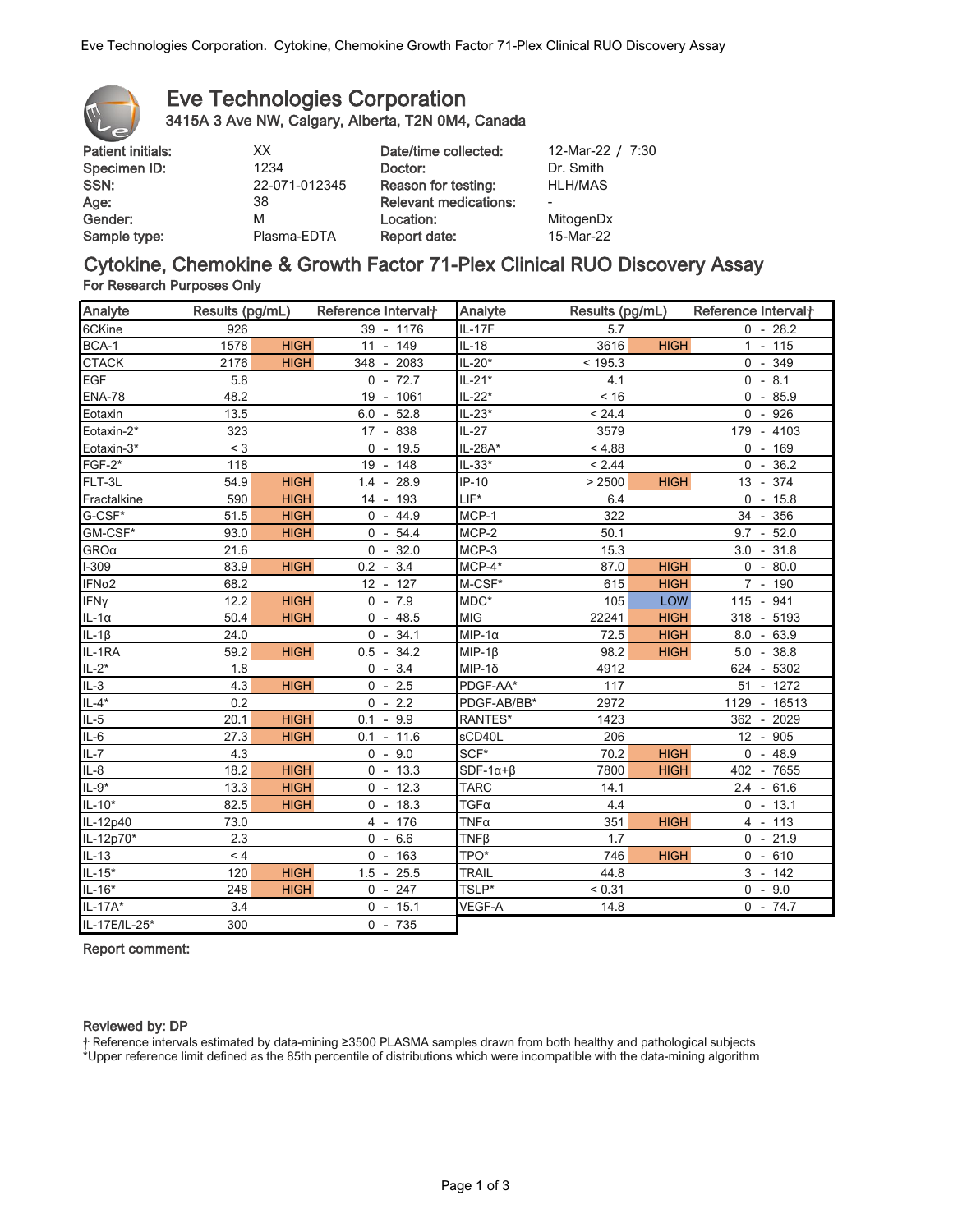# Eve Technologies Corporation

**3415A 3 Ave NW, Calgary, Alberta, T2N 0M4, Canada**

| | | | |
|---|---|---|---|
| **Patient initials:** | XX | **Date/time collected:** | 12-Mar-22 / 7:30 |
| **Specimen ID:** | 1234 | **Doctor:** | Dr. Smith |
| **SSN:** | 22-071-012345 | **Reason for testing:** | HLH/MAS |
| **Age:** | 38 | **Relevant medications:** | - |
| **Gender:** | M | **Location:** | MitogenDx |
| **Sample type:** | Plasma-EDTA | **Report date:** | 15-Mar-22 |

## Cytokine, Chemokine & Growth Factor 71-Plex Clinical RUO Discovery Assay

**For Research Purposes Only**

| Analyte | Results (pg/mL) | | Reference Interval† | Analyte | Results (pg/mL) | | Reference Interval† |
|---|---|---|---|---|---|---|---|
| 6CKine | 926 | | 39 - 1176 | IL-17F | 5.7 | | 0 - 28.2 |
| BCA-1 | 1578 | HIGH | 11 - 149 | IL-18 | 3616 | HIGH | 1 - 115 |
| CTACK | 2176 | HIGH | 348 - 2083 | IL-20* | < 195.3 | | 0 - 349 |
| EGF | 5.8 | | 0 - 72.7 | IL-21* | 4.1 | | 0 - 8.1 |
| ENA-78 | 48.2 | | 19 - 1061 | IL-22* | < 16 | | 0 - 85.9 |
| Eotaxin | 13.5 | | 6.0 - 52.8 | IL-23* | < 24.4 | | 0 - 926 |
| Eotaxin-2* | 323 | | 17 - 838 | IL-27 | 3579 | | 179 - 4103 |
| Eotaxin-3* | < 3 | | 0 - 19.5 | IL-28A* | < 4.88 | | 0 - 169 |
| FGF-2* | 118 | | 19 - 148 | IL-33* | < 2.44 | | 0 - 36.2 |
| FLT-3L | 54.9 | HIGH | 1.4 - 28.9 | IP-10 | > 2500 | HIGH | 13 - 374 |
| Fractalkine | 590 | HIGH | 14 - 193 | LIF* | 6.4 | | 0 - 15.8 |
| G-CSF* | 51.5 | HIGH | 0 - 44.9 | MCP-1 | 322 | | 34 - 356 |
| GM-CSF* | 93.0 | HIGH | 0 - 54.4 | MCP-2 | 50.1 | | 9.7 - 52.0 |
| GROα | 21.6 | | 0 - 32.0 | MCP-3 | 15.3 | | 3.0 - 31.8 |
| I-309 | 83.9 | HIGH | 0.2 - 3.4 | MCP-4* | 87.0 | HIGH | 0 - 80.0 |
| IFNα2 | 68.2 | | 12 - 127 | M-CSF* | 615 | HIGH | 7 - 190 |
| IFNγ | 12.2 | HIGH | 0 - 7.9 | MDC* | 105 | LOW | 115 - 941 |
| IL-1α | 50.4 | HIGH | 0 - 48.5 | MIG | 22241 | HIGH | 318 - 5193 |
| IL-1β | 24.0 | | 0 - 34.1 | MIP-1α | 72.5 | HIGH | 8.0 - 63.9 |
| IL-1RA | 59.2 | HIGH | 0.5 - 34.2 | MIP-1β | 98.2 | HIGH | 5.0 - 38.8 |
| IL-2* | 1.8 | | 0 - 3.4 | MIP-1δ | 4912 | | 624 - 5302 |
| IL-3 | 4.3 | HIGH | 0 - 2.5 | PDGF-AA* | 117 | | 51 - 1272 |
| IL-4* | 0.2 | | 0 - 2.2 | PDGF-AB/BB* | 2972 | | 1129 - 16513 |
| IL-5 | 20.1 | HIGH | 0.1 - 9.9 | RANTES* | 1423 | | 362 - 2029 |
| IL-6 | 27.3 | HIGH | 0.1 - 11.6 | sCD40L | 206 | | 12 - 905 |
| IL-7 | 4.3 | | 0 - 9.0 | SCF* | 70.2 | HIGH | 0 - 48.9 |
| IL-8 | 18.2 | HIGH | 0 - 13.3 | SDF-1α+β | 7800 | HIGH | 402 - 7655 |
| IL-9* | 13.3 | HIGH | 0 - 12.3 | TARC | 14.1 | | 2.4 - 61.6 |
| IL-10* | 82.5 | HIGH | 0 - 18.3 | TGFα | 4.4 | | 0 - 13.1 |
| IL-12p40 | 73.0 | | 4 - 176 | TNFα | 351 | HIGH | 4 - 113 |
| IL-12p70* | 2.3 | | 0 - 6.6 | TNFβ | 1.7 | | 0 - 21.9 |
| IL-13 | < 4 | | 0 - 163 | TPO* | 746 | HIGH | 0 - 610 |
| IL-15* | 120 | HIGH | 1.5 - 25.5 | TRAIL | 44.8 | | 3 - 142 |
| IL-16* | 248 | HIGH | 0 - 247 | TSLP* | < 0.31 | | 0 - 9.0 |
| IL-17A* | 3.4 | | 0 - 15.1 | VEGF-A | 14.8 | | 0 - 74.7 |
| IL-17E/IL-25* | 300 | | 0 - 735 | | | | |

**Report comment:**

**Reviewed by: DP**

† Reference intervals estimated by data-mining ≥3500 PLASMA samples drawn from both healthy and pathological subjects
*Upper reference limit defined as the 85th percentile of distributions which were incompatible with the data-mining algorithm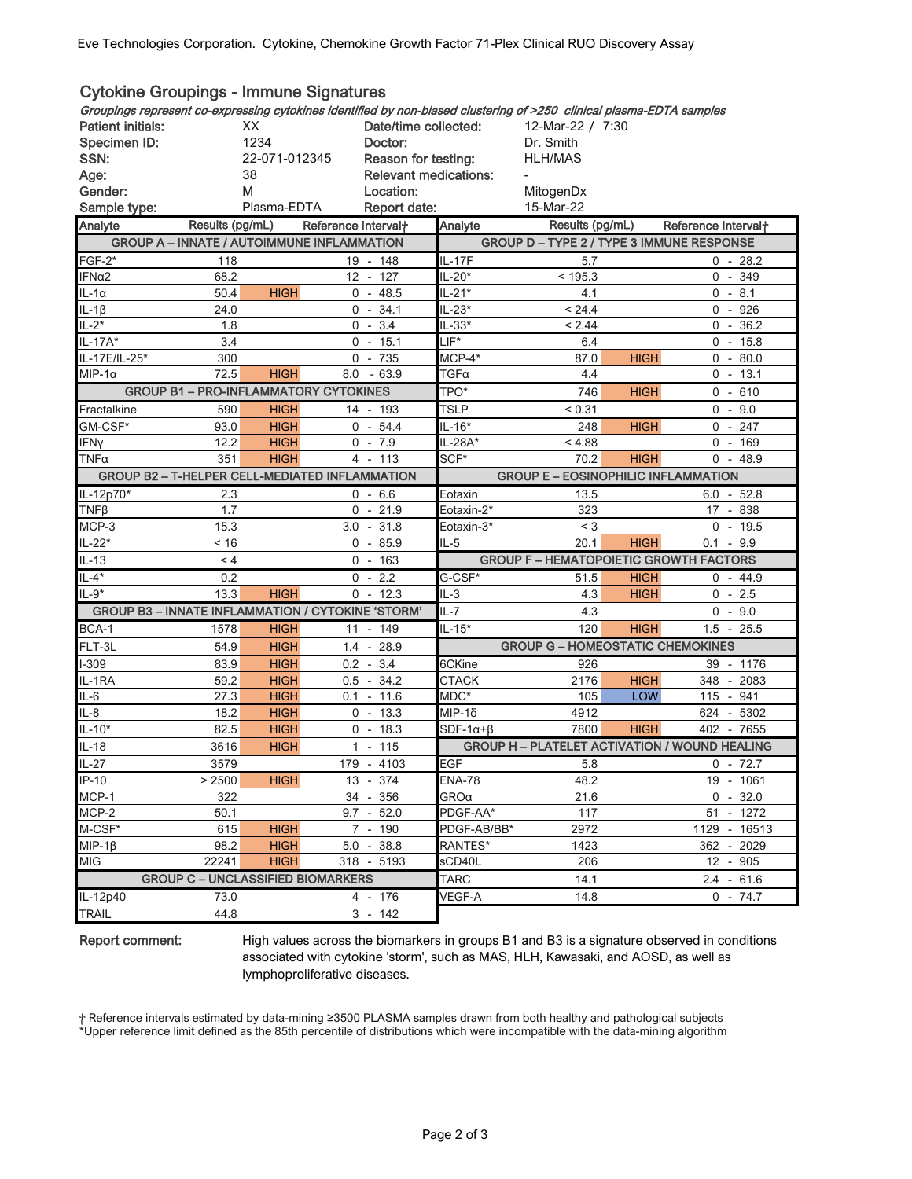Eve Technologies Corporation. Cytokine, Chemokine Growth Factor 71-Plex Clinical RUO Discovery Assay

## Cytokine Groupings - Immune Signatures

*Groupings represent co-expressing cytokines identified by non-biased clustering of >250 clinical plasma-EDTA samples*

| | | | |
|---|---|---|---|
| **Patient initials:** | XX | **Date/time collected:** | 12-Mar-22 / 7:30 |
| **Specimen ID:** | 1234 | **Doctor:** | Dr. Smith |
| **SSN:** | 22-071-012345 | **Reason for testing:** | HLH/MAS |
| **Age:** | 38 | **Relevant medications:** | - |
| **Gender:** | M | **Location:** | MitogenDx |
| **Sample type:** | Plasma-EDTA | **Report date:** | 15-Mar-22 |

| Analyte | Results (pg/mL) | Flag | Reference Interval† |
|---|---|---|---|
| **GROUP A – INNATE / AUTOIMMUNE INFLAMMATION** | | | |
| FGF-2* | 118 | | 19 - 148 |
| IFNα2 | 68.2 | | 12 - 127 |
| IL-1α | 50.4 | HIGH | 0 - 48.5 |
| IL-1β | 24.0 | | 0 - 34.1 |
| IL-2* | 1.8 | | 0 - 3.4 |
| IL-17A* | 3.4 | | 0 - 15.1 |
| IL-17E/IL-25* | 300 | | 0 - 735 |
| MIP-1α | 72.5 | HIGH | 8.0 - 63.9 |
| **GROUP B1 – PRO-INFLAMMATORY CYTOKINES** | | | |
| Fractalkine | 590 | HIGH | 14 - 193 |
| GM-CSF* | 93.0 | HIGH | 0 - 54.4 |
| IFNγ | 12.2 | HIGH | 0 - 7.9 |
| TNFα | 351 | HIGH | 4 - 113 |
| **GROUP B2 – T-HELPER CELL-MEDIATED INFLAMMATION** | | | |
| IL-12p70* | 2.3 | | 0 - 6.6 |
| TNFβ | 1.7 | | 0 - 21.9 |
| MCP-3 | 15.3 | | 3.0 - 31.8 |
| IL-22* | < 16 | | 0 - 85.9 |
| IL-13 | < 4 | | 0 - 163 |
| IL-4* | 0.2 | | 0 - 2.2 |
| IL-9* | 13.3 | HIGH | 0 - 12.3 |
| **GROUP B3 – INNATE INFLAMMATION / CYTOKINE 'STORM'** | | | |
| BCA-1 | 1578 | HIGH | 11 - 149 |
| FLT-3L | 54.9 | HIGH | 1.4 - 28.9 |
| I-309 | 83.9 | HIGH | 0.2 - 3.4 |
| IL-1RA | 59.2 | HIGH | 0.5 - 34.2 |
| IL-6 | 27.3 | HIGH | 0.1 - 11.6 |
| IL-8 | 18.2 | HIGH | 0 - 13.3 |
| IL-10* | 82.5 | HIGH | 0 - 18.3 |
| IL-18 | 3616 | HIGH | 1 - 115 |
| IL-27 | 3579 | | 179 - 4103 |
| IP-10 | > 2500 | HIGH | 13 - 374 |
| MCP-1 | 322 | | 34 - 356 |
| MCP-2 | 50.1 | | 9.7 - 52.0 |
| M-CSF* | 615 | HIGH | 7 - 190 |
| MIP-1β | 98.2 | HIGH | 5.0 - 38.8 |
| MIG | 22241 | HIGH | 318 - 5193 |
| **GROUP C – UNCLASSIFIED BIOMARKERS** | | | |
| IL-12p40 | 73.0 | | 4 - 176 |
| TRAIL | 44.8 | | 3 - 142 |
| **GROUP D – TYPE 2 / TYPE 3 IMMUNE RESPONSE** | | | |
| IL-17F | 5.7 | | 0 - 28.2 |
| IL-20* | < 195.3 | | 0 - 349 |
| IL-21* | 4.1 | | 0 - 8.1 |
| IL-23* | < 24.4 | | 0 - 926 |
| IL-33* | < 2.44 | | 0 - 36.2 |
| LIF* | 6.4 | | 0 - 15.8 |
| MCP-4* | 87.0 | HIGH | 0 - 80.0 |
| TGFα | 4.4 | | 0 - 13.1 |
| TPO* | 746 | HIGH | 0 - 610 |
| TSLP | < 0.31 | | 0 - 9.0 |
| IL-16* | 248 | HIGH | 0 - 247 |
| IL-28A* | < 4.88 | | 0 - 169 |
| SCF* | 70.2 | HIGH | 0 - 48.9 |
| **GROUP E – EOSINOPHILIC INFLAMMATION** | | | |
| Eotaxin | 13.5 | | 6.0 - 52.8 |
| Eotaxin-2* | 323 | | 17 - 838 |
| Eotaxin-3* | < 3 | | 0 - 19.5 |
| IL-5 | 20.1 | HIGH | 0.1 - 9.9 |
| **GROUP F – HEMATOPOIETIC GROWTH FACTORS** | | | |
| G-CSF* | 51.5 | HIGH | 0 - 44.9 |
| IL-3 | 4.3 | HIGH | 0 - 2.5 |
| IL-7 | 4.3 | | 0 - 9.0 |
| IL-15* | 120 | HIGH | 1.5 - 25.5 |
| **GROUP G – HOMEOSTATIC CHEMOKINES** | | | |
| 6CKine | 926 | | 39 - 1176 |
| CTACK | 2176 | HIGH | 348 - 2083 |
| MDC* | 105 | LOW | 115 - 941 |
| MIP-1δ | 4912 | | 624 - 5302 |
| SDF-1α+β | 7800 | HIGH | 402 - 7655 |
| **GROUP H – PLATELET ACTIVATION / WOUND HEALING** | | | |
| EGF | 5.8 | | 0 - 72.7 |
| ENA-78 | 48.2 | | 19 - 1061 |
| GROα | 21.6 | | 0 - 32.0 |
| PDGF-AA* | 117 | | 51 - 1272 |
| PDGF-AB/BB* | 2972 | | 1129 - 16513 |
| RANTES* | 1423 | | 362 - 2029 |
| sCD40L | 206 | | 12 - 905 |
| TARC | 14.1 | | 2.4 - 61.6 |
| VEGF-A | 14.8 | | 0 - 74.7 |

**Report comment:** High values across the biomarkers in groups B1 and B3 is a signature observed in conditions associated with cytokine 'storm', such as MAS, HLH, Kawasaki, and AOSD, as well as lymphoproliferative diseases.

† Reference intervals estimated by data-mining ≥3500 PLASMA samples drawn from both healthy and pathological subjects
*Upper reference limit defined as the 85th percentile of distributions which were incompatible with the data-mining algorithm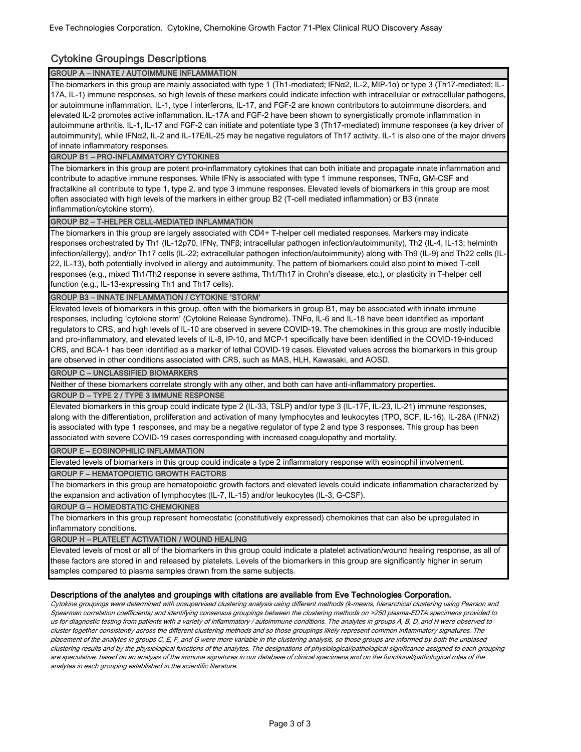## Cytokine Groupings Descriptions

**GROUP A – INNATE / AUTOIMMUNE INFLAMMATION**

The biomarkers in this group are mainly associated with type 1 (Th1-mediated; IFNα2, IL-2, MIP-1α) or type 3 (Th17-mediated; IL-17A, IL-1) immune responses, so high levels of these markers could indicate infection with intracellular or extracellular pathogens, or autoimmune inflammation. IL-1, type I interferons, IL-17, and FGF-2 are known contributors to autoimmune disorders, and elevated IL-2 promotes active inflammation. IL-17A and FGF-2 have been shown to synergistically promote inflammation in autoimmune arthritis. IL-1, IL-17 and FGF-2 can initiate and potentiate type 3 (Th17-mediated) immune responses (a key driver of autoimmunity), while IFNα2, IL-2 and IL-17E/IL-25 may be negative regulators of Th17 activity. IL-1 is also one of the major drivers of innate inflammatory responses.

**GROUP B1 – PRO-INFLAMMATORY CYTOKINES**

The biomarkers in this group are potent pro-inflammatory cytokines that can both initiate and propagate innate inflammation and contribute to adaptive immune responses. While IFNγ is associated with type 1 immune responses, TNFα, GM-CSF and fractalkine all contribute to type 1, type 2, and type 3 immune responses. Elevated levels of biomarkers in this group are most often associated with high levels of the markers in either group B2 (T-cell mediated inflammation) or B3 (innate inflammation/cytokine storm).

**GROUP B2 – T-HELPER CELL-MEDIATED INFLAMMATION**

The biomarkers in this group are largely associated with CD4+ T-helper cell mediated responses. Markers may indicate responses orchestrated by Th1 (IL-12p70, IFNγ, TNFβ; intracellular pathogen infection/autoimmunity), Th2 (IL-4, IL-13; helminth infection/allergy), and/or Th17 cells (IL-22; extracellular pathogen infection/autoimmunity) along with Th9 (IL-9) and Th22 cells (IL-22, IL-13), both potentially involved in allergy and autoimmunity. The pattern of biomarkers could also point to mixed T-cell responses (e.g., mixed Th1/Th2 response in severe asthma, Th1/Th17 in Crohn's disease, etc.), or plasticity in T-helper cell function (e.g., IL-13-expressing Th1 and Th17 cells).

**GROUP B3 – INNATE INFLAMMATION / CYTOKINE 'STORM'**

Elevated levels of biomarkers in this group, often with the biomarkers in group B1, may be associated with innate immune responses, including 'cytokine storm' (Cytokine Release Syndrome). TNFα, IL-6 and IL-18 have been identified as important regulators to CRS, and high levels of IL-10 are observed in severe COVID-19. The chemokines in this group are mostly inducible and pro-inflammatory, and elevated levels of IL-8, IP-10, and MCP-1 specifically have been identified in the COVID-19-induced CRS, and BCA-1 has been identified as a marker of lethal COVID-19 cases. Elevated values across the biomarkers in this group are observed in other conditions associated with CRS, such as MAS, HLH, Kawasaki, and AOSD.

**GROUP C – UNCLASSIFIED BIOMARKERS**

Neither of these biomarkers correlate strongly with any other, and both can have anti-inflammatory properties.

**GROUP D – TYPE 2 / TYPE 3 IMMUNE RESPONSE**

Elevated biomarkers in this group could indicate type 2 (IL-33, TSLP) and/or type 3 (IL-17F, IL-23, IL-21) immune responses, along with the differentiation, proliferation and activation of many lymphocytes and leukocytes (TPO, SCF, IL-16). IL-28A (IFNλ2) is associated with type 1 responses, and may be a negative regulator of type 2 and type 3 responses. This group has been associated with severe COVID-19 cases corresponding with increased coagulopathy and mortality.

**GROUP E – EOSINOPHILIC INFLAMMATION**

Elevated levels of biomarkers in this group could indicate a type 2 inflammatory response with eosinophil involvement.

**GROUP F – HEMATOPOIETIC GROWTH FACTORS**

The biomarkers in this group are hematopoietic growth factors and elevated levels could indicate inflammation characterized by the expansion and activation of lymphocytes (IL-7, IL-15) and/or leukocytes (IL-3, G-CSF).

**GROUP G – HOMEOSTATIC CHEMOKINES**

The biomarkers in this group represent homeostatic (constitutively expressed) chemokines that can also be upregulated in inflammatory conditions.

**GROUP H – PLATELET ACTIVATION / WOUND HEALING**

Elevated levels of most or all of the biomarkers in this group could indicate a platelet activation/wound healing response, as all of these factors are stored in and released by platelets. Levels of the biomarkers in this group are significantly higher in serum samples compared to plasma samples drawn from the same subjects.

**Descriptions of the analytes and groupings with citations are available from Eve Technologies Corporation.**

*Cytokine groupings were determined with unsupervised clustering analysis using different methods (k-means, hierarchical clustering using Pearson and Spearman correlation coefficients) and identifying consensus groupings between the clustering methods on >250 plasma-EDTA specimens provided to us for diagnostic testing from patients with a variety of inflammatory / autoimmune conditions. The analytes in groups A, B, D, and H were observed to cluster together consistently across the different clustering methods and so those groupings likely represent common inflammatory signatures. The placement of the analytes in groups C, E, F, and G were more variable in the clustering analysis, so those groups are informed by both the unbiased clustering results and by the physiological functions of the analytes. The designations of physiological/pathological significance assigned to each grouping are speculative, based on an analysis of the immune signatures in our database of clinical specimens and on the functional/pathological roles of the analytes in each grouping established in the scientific literature.*